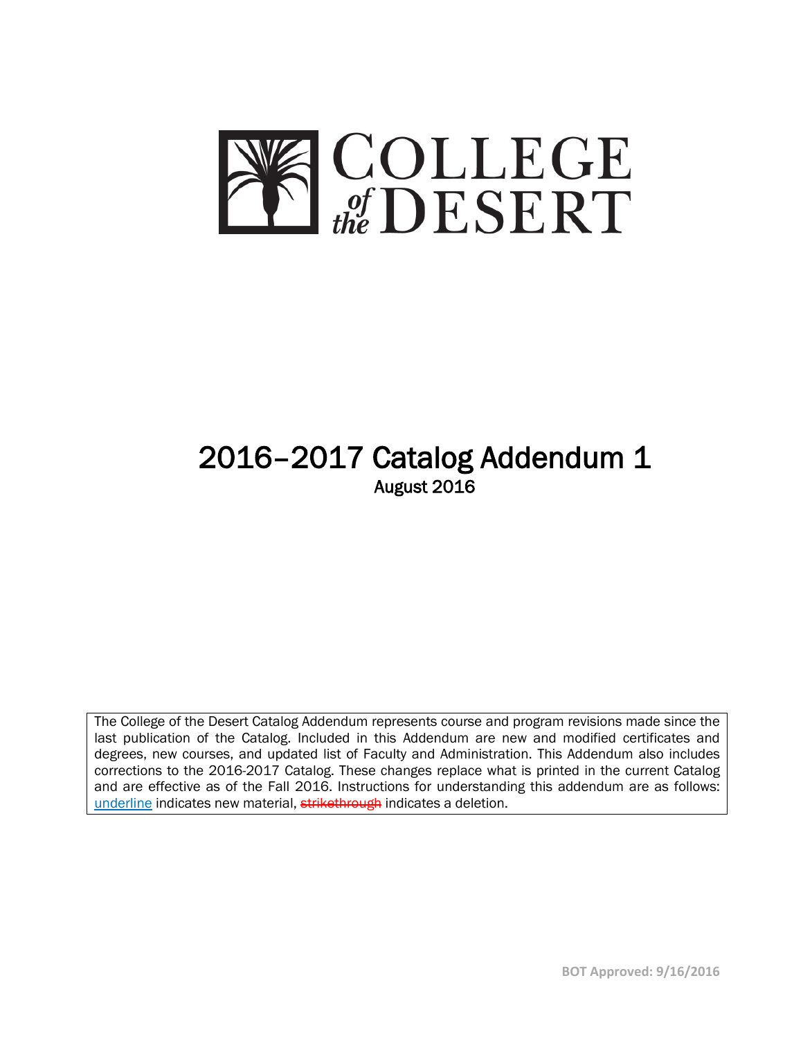# COLLEGE *of the* DESERT

# 2016–2017 Catalog Addendum 1

## August 2016

The College of the Desert Catalog Addendum represents course and program revisions made since the last publication of the Catalog. Included in this Addendum are new and modified certificates and degrees, new courses, and updated list of Faculty and Administration. This Addendum also includes corrections to the 2016-2017 Catalog. These changes replace what is printed in the current Catalog and are effective as of the Fall 2016. Instructions for understanding this addendum are as follows: <u>underline</u> indicates new material, ~~strikethrough~~ indicates a deletion.

**BOT Approved: 9/16/2016**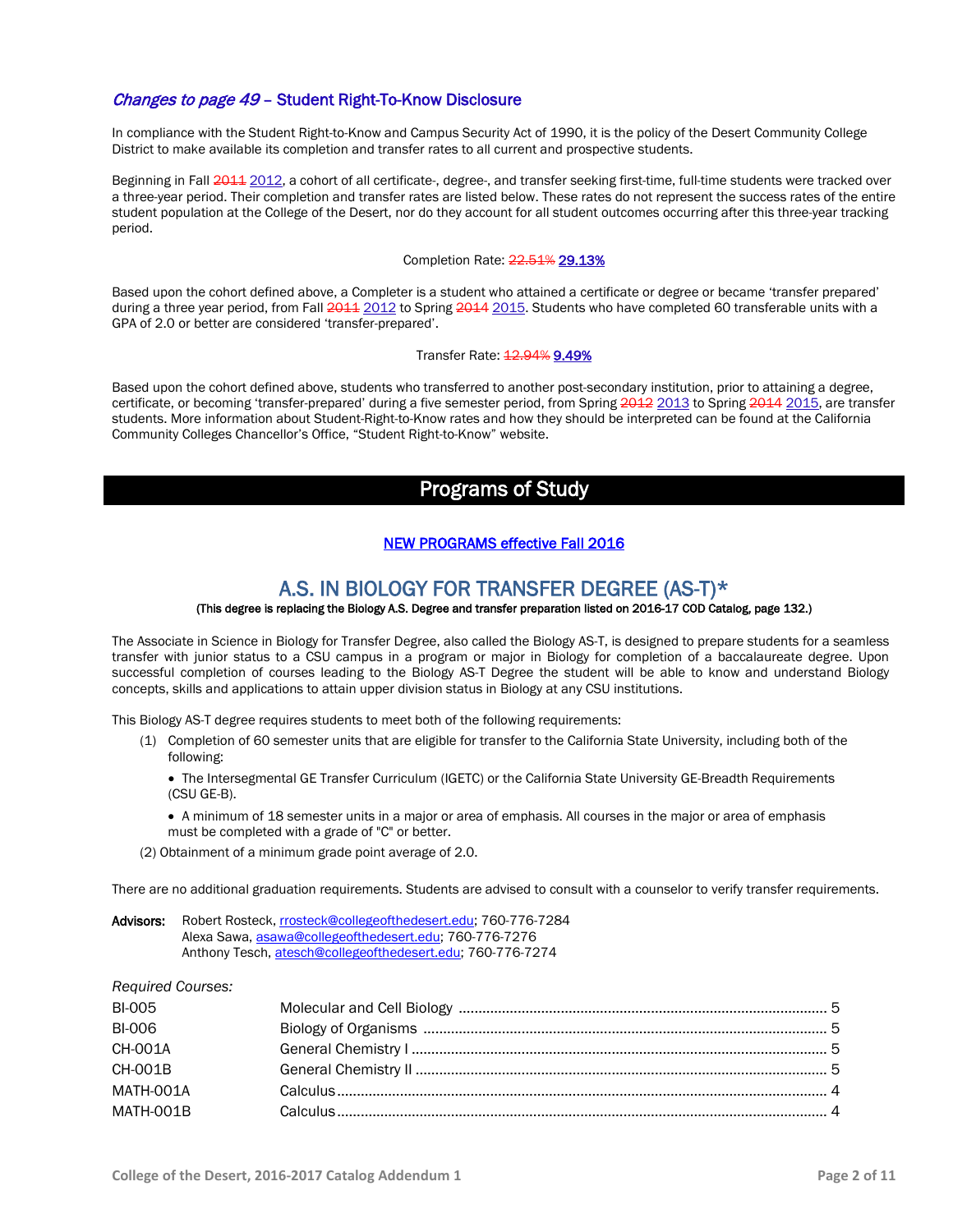## *Changes to page 49* – Student Right-To-Know Disclosure

In compliance with the Student Right-to-Know and Campus Security Act of 1990, it is the policy of the Desert Community College District to make available its completion and transfer rates to all current and prospective students.

Beginning in Fall ~~2011~~ 2012, a cohort of all certificate-, degree-, and transfer seeking first-time, full-time students were tracked over a three-year period. Their completion and transfer rates are listed below. These rates do not represent the success rates of the entire student population at the College of the Desert, nor do they account for all student outcomes occurring after this three-year tracking period.

Completion Rate: ~~22.51%~~ **29.13%**

Based upon the cohort defined above, a Completer is a student who attained a certificate or degree or became 'transfer prepared' during a three year period, from Fall ~~2011~~ 2012 to Spring ~~2014~~ 2015. Students who have completed 60 transferable units with a GPA of 2.0 or better are considered 'transfer-prepared'.

Transfer Rate: ~~12.94%~~ **9.49%**

Based upon the cohort defined above, students who transferred to another post-secondary institution, prior to attaining a degree, certificate, or becoming 'transfer-prepared' during a five semester period, from Spring ~~2012~~ 2013 to Spring ~~2014~~ 2015, are transfer students. More information about Student-Right-to-Know rates and how they should be interpreted can be found at the California Community Colleges Chancellor's Office, "Student Right-to-Know" website.

# Programs of Study

NEW PROGRAMS effective Fall 2016

## A.S. IN BIOLOGY FOR TRANSFER DEGREE (AS-T)*

**(This degree is replacing the Biology A.S. Degree and transfer preparation listed on 2016-17 COD Catalog, page 132.)**

The Associate in Science in Biology for Transfer Degree, also called the Biology AS-T, is designed to prepare students for a seamless transfer with junior status to a CSU campus in a program or major in Biology for completion of a baccalaureate degree. Upon successful completion of courses leading to the Biology AS-T Degree the student will be able to know and understand Biology concepts, skills and applications to attain upper division status in Biology at any CSU institutions.

This Biology AS-T degree requires students to meet both of the following requirements:

(1) Completion of 60 semester units that are eligible for transfer to the California State University, including both of the following:

- The Intersegmental GE Transfer Curriculum (IGETC) or the California State University GE-Breadth Requirements (CSU GE-B).
- A minimum of 18 semester units in a major or area of emphasis. All courses in the major or area of emphasis must be completed with a grade of "C" or better.

(2) Obtainment of a minimum grade point average of 2.0.

There are no additional graduation requirements. Students are advised to consult with a counselor to verify transfer requirements.

**Advisors:** Robert Rosteck, rrosteck@collegeofthedesert.edu; 760-776-7284
Alexa Sawa, asawa@collegeofthedesert.edu; 760-776-7276
Anthony Tesch, atesch@collegeofthedesert.edu; 760-776-7274

*Required Courses:*

| | | |
|---|---|---|
| BI-005 | Molecular and Cell Biology | 5 |
| BI-006 | Biology of Organisms | 5 |
| CH-001A | General Chemistry I | 5 |
| CH-001B | General Chemistry II | 5 |
| MATH-001A | Calculus | 4 |
| MATH-001B | Calculus | 4 |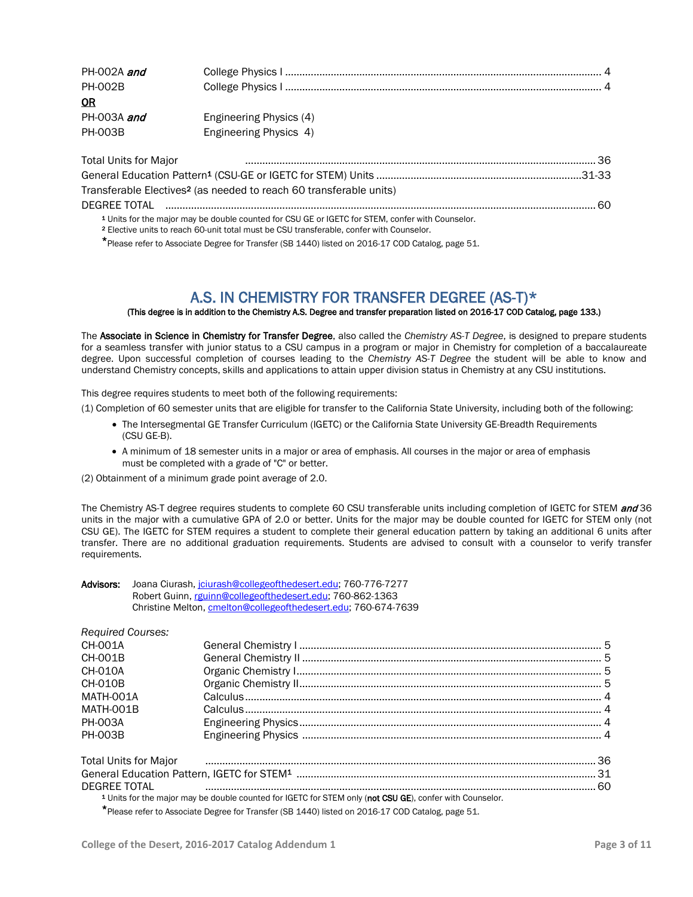| | | |
|---|---|---|
| PH-002A ***and*** | College Physics I | 4 |
| PH-002B | College Physics I | 4 |
| **OR** | | |
| PH-003A ***and*** | Engineering Physics (4) | |
| PH-003B | Engineering Physics 4) | |

| | |
|---|---|
| Total Units for Major | 36 |
| General Education Pattern[1] (CSU-GE or IGETC for STEM) Units | 31-33 |
| Transferable Electives[2] (as needed to reach 60 transferable units) | |
| DEGREE TOTAL | 60 |

[1] Units for the major may be double counted for CSU GE or IGETC for STEM, confer with Counselor.
[2] Elective units to reach 60-unit total must be CSU transferable, confer with Counselor.
*Please refer to Associate Degree for Transfer (SB 1440) listed on 2016-17 COD Catalog, page 51.

## A.S. IN CHEMISTRY FOR TRANSFER DEGREE (AS-T)*

**(This degree is in addition to the Chemistry A.S. Degree and transfer preparation listed on 2016-17 COD Catalog, page 133.)**

The **Associate in Science in Chemistry for Transfer Degree**, also called the *Chemistry AS-T Degree*, is designed to prepare students for a seamless transfer with junior status to a CSU campus in a program or major in Chemistry for completion of a baccalaureate degree. Upon successful completion of courses leading to the *Chemistry AS-T Degree* the student will be able to know and understand Chemistry concepts, skills and applications to attain upper division status in Chemistry at any CSU institutions.

This degree requires students to meet both of the following requirements:

(1) Completion of 60 semester units that are eligible for transfer to the California State University, including both of the following:

- The Intersegmental GE Transfer Curriculum (IGETC) or the California State University GE-Breadth Requirements (CSU GE-B).
- A minimum of 18 semester units in a major or area of emphasis. All courses in the major or area of emphasis must be completed with a grade of "C" or better.

(2) Obtainment of a minimum grade point average of 2.0.

The Chemistry AS-T degree requires students to complete 60 CSU transferable units including completion of IGETC for STEM ***and*** 36 units in the major with a cumulative GPA of 2.0 or better. Units for the major may be double counted for IGETC for STEM only (not CSU GE). The IGETC for STEM requires a student to complete their general education pattern by taking an additional 6 units after transfer. There are no additional graduation requirements. Students are advised to consult with a counselor to verify transfer requirements.

**Advisors:** Joana Ciurash, jciurash@collegeofthedesert.edu; 760-776-7277
Robert Guinn, rguinn@collegeofthedesert.edu; 760-862-1363
Christine Melton, cmelton@collegeofthedesert.edu; 760-674-7639

*Required Courses:*

| | | |
|---|---|---|
| CH-001A | General Chemistry I | 5 |
| CH-001B | General Chemistry II | 5 |
| CH-010A | Organic Chemistry I | 5 |
| CH-010B | Organic Chemistry II | 5 |
| MATH-001A | Calculus | 4 |
| MATH-001B | Calculus | 4 |
| PH-003A | Engineering Physics | 4 |
| PH-003B | Engineering Physics | 4 |

| | |
|---|---|
| Total Units for Major | 36 |
| General Education Pattern, IGETC for STEM[1] | 31 |
| DEGREE TOTAL | 60 |

[1] Units for the major may be double counted for IGETC for STEM only (**not CSU GE**), confer with Counselor.
*Please refer to Associate Degree for Transfer (SB 1440) listed on 2016-17 COD Catalog, page 51.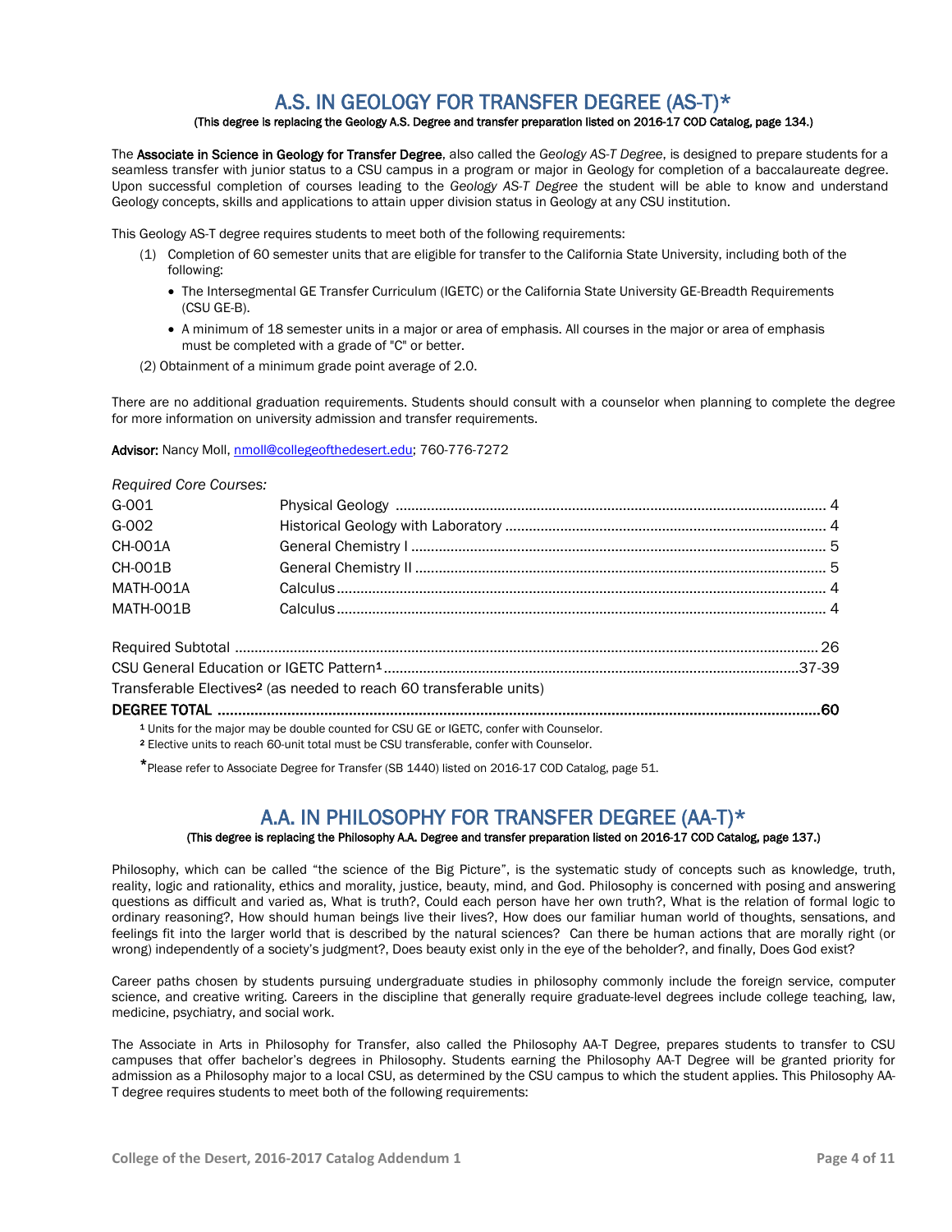## A.S. IN GEOLOGY FOR TRANSFER DEGREE (AS-T)*

**(This degree is replacing the Geology A.S. Degree and transfer preparation listed on 2016-17 COD Catalog, page 134.)**

The **Associate in Science in Geology for Transfer Degree**, also called the *Geology AS-T Degree*, is designed to prepare students for a seamless transfer with junior status to a CSU campus in a program or major in Geology for completion of a baccalaureate degree. Upon successful completion of courses leading to the *Geology AS-T Degree* the student will be able to know and understand Geology concepts, skills and applications to attain upper division status in Geology at any CSU institution.

This Geology AS-T degree requires students to meet both of the following requirements:

(1) Completion of 60 semester units that are eligible for transfer to the California State University, including both of the following:

- The Intersegmental GE Transfer Curriculum (IGETC) or the California State University GE-Breadth Requirements (CSU GE-B).
- A minimum of 18 semester units in a major or area of emphasis. All courses in the major or area of emphasis must be completed with a grade of "C" or better.

(2) Obtainment of a minimum grade point average of 2.0.

There are no additional graduation requirements. Students should consult with a counselor when planning to complete the degree for more information on university admission and transfer requirements.

**Advisor:** Nancy Moll, nmoll@collegeofthedesert.edu; 760-776-7272

*Required Core Courses:*

| Course | Title | Units |
|---|---|---|
| G-001 | Physical Geology | 4 |
| G-002 | Historical Geology with Laboratory | 4 |
| CH-001A | General Chemistry I | 5 |
| CH-001B | General Chemistry II | 5 |
| MATH-001A | Calculus | 4 |
| MATH-001B | Calculus | 4 |

| | |
|---|---|
| Required Subtotal | 26 |
| CSU General Education or IGETC Pattern[1] | 37-39 |
| Transferable Electives[2] (as needed to reach 60 transferable units) | |
| **DEGREE TOTAL** | **60** |

[1] Units for the major may be double counted for CSU GE or IGETC, confer with Counselor.

[2] Elective units to reach 60-unit total must be CSU transferable, confer with Counselor.

*Please refer to Associate Degree for Transfer (SB 1440) listed on 2016-17 COD Catalog, page 51.

## A.A. IN PHILOSOPHY FOR TRANSFER DEGREE (AA-T)*

**(This degree is replacing the Philosophy A.A. Degree and transfer preparation listed on 2016-17 COD Catalog, page 137.)**

Philosophy, which can be called "the science of the Big Picture", is the systematic study of concepts such as knowledge, truth, reality, logic and rationality, ethics and morality, justice, beauty, mind, and God. Philosophy is concerned with posing and answering questions as difficult and varied as, What is truth?, Could each person have her own truth?, What is the relation of formal logic to ordinary reasoning?, How should human beings live their lives?, How does our familiar human world of thoughts, sensations, and feelings fit into the larger world that is described by the natural sciences? Can there be human actions that are morally right (or wrong) independently of a society's judgment?, Does beauty exist only in the eye of the beholder?, and finally, Does God exist?

Career paths chosen by students pursuing undergraduate studies in philosophy commonly include the foreign service, computer science, and creative writing. Careers in the discipline that generally require graduate-level degrees include college teaching, law, medicine, psychiatry, and social work.

The Associate in Arts in Philosophy for Transfer, also called the Philosophy AA-T Degree, prepares students to transfer to CSU campuses that offer bachelor's degrees in Philosophy. Students earning the Philosophy AA-T Degree will be granted priority for admission as a Philosophy major to a local CSU, as determined by the CSU campus to which the student applies. This Philosophy AA-T degree requires students to meet both of the following requirements: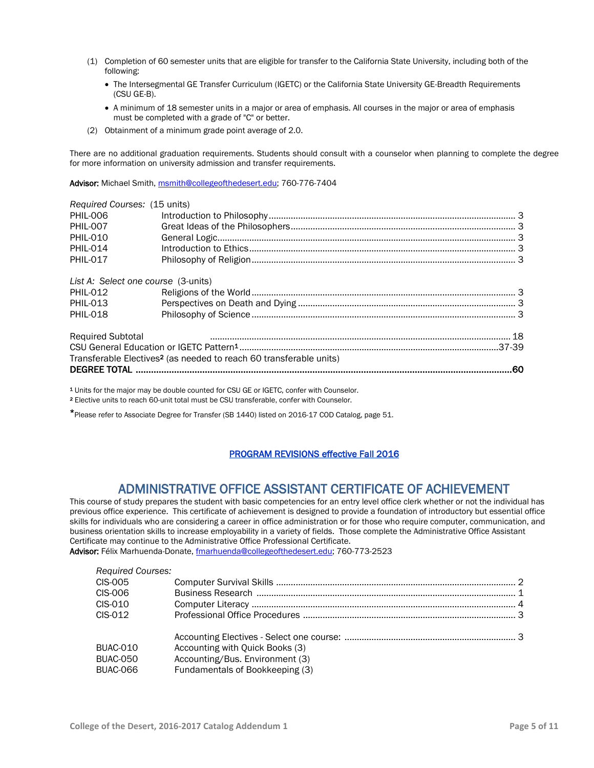(1) Completion of 60 semester units that are eligible for transfer to the California State University, including both of the following:
   - The Intersegmental GE Transfer Curriculum (IGETC) or the California State University GE-Breadth Requirements (CSU GE-B).
   - A minimum of 18 semester units in a major or area of emphasis. All courses in the major or area of emphasis must be completed with a grade of "C" or better.

(2) Obtainment of a minimum grade point average of 2.0.

There are no additional graduation requirements. Students should consult with a counselor when planning to complete the degree for more information on university admission and transfer requirements.

**Advisor:** Michael Smith, msmith@collegeofthedesert.edu; 760-776-7404

*Required Courses:* (15 units)

| | | |
|---|---|---|
| PHIL-006 | Introduction to Philosophy | 3 |
| PHIL-007 | Great Ideas of the Philosophers | 3 |
| PHIL-010 | General Logic | 3 |
| PHIL-014 | Introduction to Ethics | 3 |
| PHIL-017 | Philosophy of Religion | 3 |

*List A: Select one course* (3-units)

| | | |
|---|---|---|
| PHIL-012 | Religions of the World | 3 |
| PHIL-013 | Perspectives on Death and Dying | 3 |
| PHIL-018 | Philosophy of Science | 3 |

| | |
|---|---|
| Required Subtotal | 18 |
| CSU General Education or IGETC Pattern[1] | 37-39 |
| Transferable Electives[2] (as needed to reach 60 transferable units) | |
| **DEGREE TOTAL** | **60** |

[1] Units for the major may be double counted for CSU GE or IGETC, confer with Counselor.
[2] Elective units to reach 60-unit total must be CSU transferable, confer with Counselor.

*Please refer to Associate Degree for Transfer (SB 1440) listed on 2016-17 COD Catalog, page 51.

PROGRAM REVISIONS effective Fall 2016

## ADMINISTRATIVE OFFICE ASSISTANT CERTIFICATE OF ACHIEVEMENT

This course of study prepares the student with basic competencies for an entry level office clerk whether or not the individual has previous office experience. This certificate of achievement is designed to provide a foundation of introductory but essential office skills for individuals who are considering a career in office administration or for those who require computer, communication, and business orientation skills to increase employability in a variety of fields. Those complete the Administrative Office Assistant Certificate may continue to the Administrative Office Professional Certificate.

**Advisor:** Félix Marhuenda-Donate, fmarhuenda@collegeofthedesert.edu; 760-773-2523

*Required Courses:*

| | | |
|---|---|---|
| CIS-005 | Computer Survival Skills | 2 |
| CIS-006 | Business Research | 1 |
| CIS-010 | Computer Literacy | 4 |
| CIS-012 | Professional Office Procedures | 3 |
| | Accounting Electives - Select one course: | 3 |
| BUAC-010 | Accounting with Quick Books (3) | |
| BUAC-050 | Accounting/Bus. Environment (3) | |
| BUAC-066 | Fundamentals of Bookkeeping (3) | |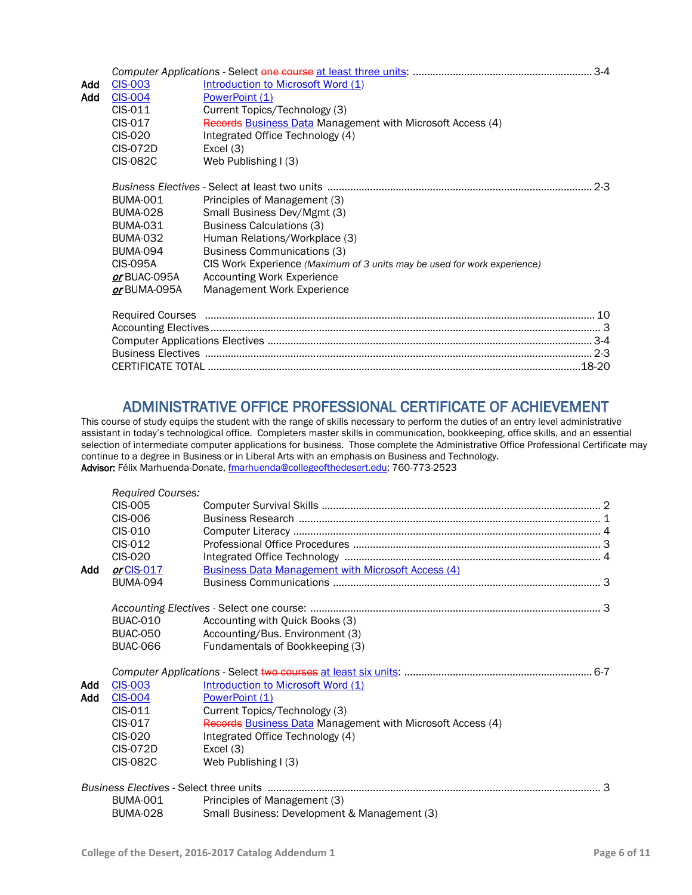*Computer Applications* - Select ~~one course~~ at least three units: ............................................................. 3-4

| | | |
|---|---|---|
| Add | CIS-003 | Introduction to Microsoft Word (1) |
| Add | CIS-004 | PowerPoint (1) |
| | CIS-011 | Current Topics/Technology (3) |
| | CIS-017 | ~~Records~~ Business Data Management with Microsoft Access (4) |
| | CIS-020 | Integrated Office Technology (4) |
| | CIS-072D | Excel (3) |
| | CIS-082C | Web Publishing I (3) |

*Business Electives* - Select at least two units ........................................................................................... 2-3

| | |
|---|---|
| BUMA-001 | Principles of Management (3) |
| BUMA-028 | Small Business Dev/Mgmt (3) |
| BUMA-031 | Business Calculations (3) |
| BUMA-032 | Human Relations/Workplace (3) |
| BUMA-094 | Business Communications (3) |
| CIS-095A | CIS Work Experience *(Maximum of 3 units may be used for work experience)* |
| ***or*** BUAC-095A | Accounting Work Experience |
| ***or*** BUMA-095A | Management Work Experience |

| | |
|---|---|
| Required Courses | 10 |
| Accounting Electives | 3 |
| Computer Applications Electives | 3-4 |
| Business Electives | 2-3 |
| CERTIFICATE TOTAL | 18-20 |

## ADMINISTRATIVE OFFICE PROFESSIONAL CERTIFICATE OF ACHIEVEMENT

This course of study equips the student with the range of skills necessary to perform the duties of an entry level administrative assistant in today's technological office. Completers master skills in communication, bookkeeping, office skills, and an essential selection of intermediate computer applications for business. Those complete the Administrative Office Professional Certificate may continue to a degree in Business or in Liberal Arts with an emphasis on Business and Technology.
**Advisor:** Félix Marhuenda-Donate, fmarhuenda@collegeofthedesert.edu; 760-773-2523

*Required Courses:*

| | | | |
|---|---|---|---|
| | CIS-005 | Computer Survival Skills | 2 |
| | CIS-006 | Business Research | 1 |
| | CIS-010 | Computer Literacy | 4 |
| | CIS-012 | Professional Office Procedures | 3 |
| | CIS-020 | Integrated Office Technology | 4 |
| Add | ***or*** CIS-017 | Business Data Management with Microsoft Access (4) | |
| | BUMA-094 | Business Communications | 3 |

*Accounting Electives* - Select one course: ..................................................................................................... 3

| | |
|---|---|
| BUAC-010 | Accounting with Quick Books (3) |
| BUAC-050 | Accounting/Bus. Environment (3) |
| BUAC-066 | Fundamentals of Bookkeeping (3) |

*Computer Applications* - Select ~~two courses~~ at least six units: ................................................................. 6-7

| | | |
|---|---|---|
| Add | CIS-003 | Introduction to Microsoft Word (1) |
| Add | CIS-004 | PowerPoint (1) |
| | CIS-011 | Current Topics/Technology (3) |
| | CIS-017 | ~~Records~~ Business Data Management with Microsoft Access (4) |
| | CIS-020 | Integrated Office Technology (4) |
| | CIS-072D | Excel (3) |
| | CIS-082C | Web Publishing I (3) |

*Business Electives* - Select three units ........................................................................................................ 3

| | |
|---|---|
| BUMA-001 | Principles of Management (3) |
| BUMA-028 | Small Business: Development & Management (3) |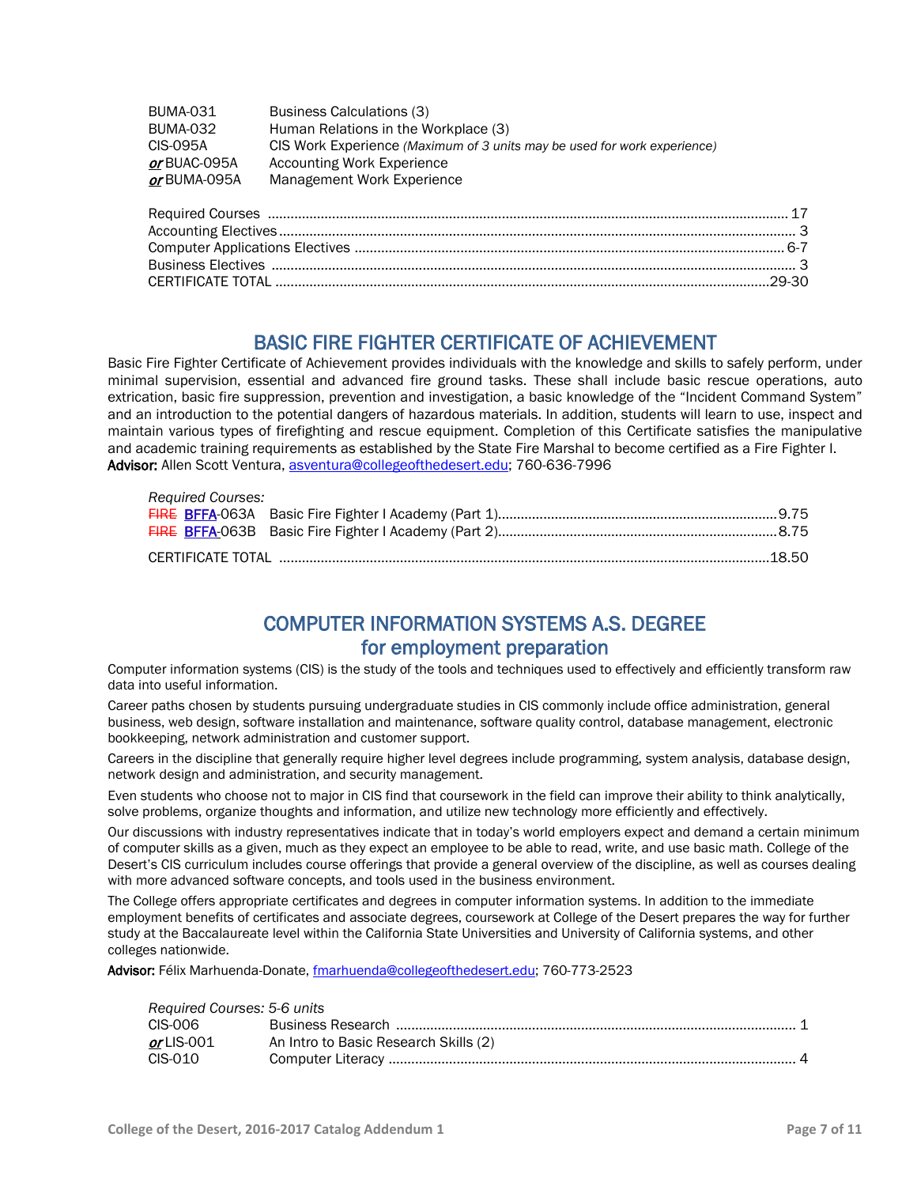| | |
|---|---|
| BUMA-031 | Business Calculations (3) |
| BUMA-032 | Human Relations in the Workplace (3) |
| CIS-095A | CIS Work Experience *(Maximum of 3 units may be used for work experience)* |
| ***or*** BUAC-095A | Accounting Work Experience |
| ***or*** BUMA-095A | Management Work Experience |

| | |
|---|---|
| Required Courses | 17 |
| Accounting Electives | 3 |
| Computer Applications Electives | 6-7 |
| Business Electives | 3 |
| CERTIFICATE TOTAL | 29-30 |

## BASIC FIRE FIGHTER CERTIFICATE OF ACHIEVEMENT

Basic Fire Fighter Certificate of Achievement provides individuals with the knowledge and skills to safely perform, under minimal supervision, essential and advanced fire ground tasks. These shall include basic rescue operations, auto extrication, basic fire suppression, prevention and investigation, a basic knowledge of the "Incident Command System" and an introduction to the potential dangers of hazardous materials. In addition, students will learn to use, inspect and maintain various types of firefighting and rescue equipment. Completion of this Certificate satisfies the manipulative and academic training requirements as established by the State Fire Marshal to become certified as a Fire Fighter I.
**Advisor:** Allen Scott Ventura, asventura@collegeofthedesert.edu; 760-636-7996

*Required Courses:*

| | | |
|---|---|---|
| ~~FIRE~~ **BFFA**-063A | Basic Fire Fighter I Academy (Part 1) | 9.75 |
| ~~FIRE~~ **BFFA**-063B | Basic Fire Fighter I Academy (Part 2) | 8.75 |
| CERTIFICATE TOTAL | | 18.50 |

## COMPUTER INFORMATION SYSTEMS A.S. DEGREE
## for employment preparation

Computer information systems (CIS) is the study of the tools and techniques used to effectively and efficiently transform raw data into useful information.

Career paths chosen by students pursuing undergraduate studies in CIS commonly include office administration, general business, web design, software installation and maintenance, software quality control, database management, electronic bookkeeping, network administration and customer support.

Careers in the discipline that generally require higher level degrees include programming, system analysis, database design, network design and administration, and security management.

Even students who choose not to major in CIS find that coursework in the field can improve their ability to think analytically, solve problems, organize thoughts and information, and utilize new technology more efficiently and effectively.

Our discussions with industry representatives indicate that in today's world employers expect and demand a certain minimum of computer skills as a given, much as they expect an employee to be able to read, write, and use basic math. College of the Desert's CIS curriculum includes course offerings that provide a general overview of the discipline, as well as courses dealing with more advanced software concepts, and tools used in the business environment.

The College offers appropriate certificates and degrees in computer information systems. In addition to the immediate employment benefits of certificates and associate degrees, coursework at College of the Desert prepares the way for further study at the Baccalaureate level within the California State Universities and University of California systems, and other colleges nationwide.

**Advisor:** Félix Marhuenda-Donate, fmarhuenda@collegeofthedesert.edu; 760-773-2523

*Required Courses: 5-6 units*

| | | |
|---|---|---|
| CIS-006 | Business Research | 1 |
| ***or*** LIS-001 | An Intro to Basic Research Skills (2) | |
| CIS-010 | Computer Literacy | 4 |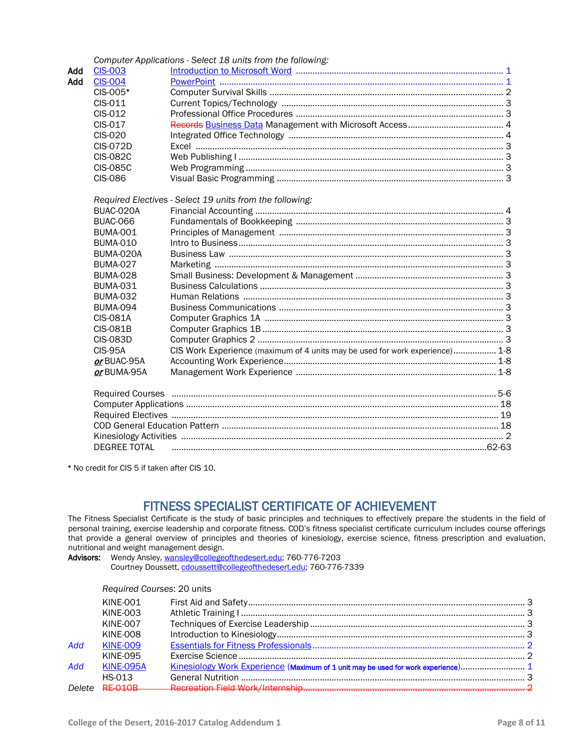*Computer Applications - Select 18 units from the following:*

| | Course | Title | Units |
|---|---|---|---|
| Add | CIS-003 | Introduction to Microsoft Word | 1 |
| Add | CIS-004 | PowerPoint | 1 |
| | CIS-005* | Computer Survival Skills | 2 |
| | CIS-011 | Current Topics/Technology | 3 |
| | CIS-012 | Professional Office Procedures | 3 |
| | CIS-017 | ~~Records~~ Business Data Management with Microsoft Access | 4 |
| | CIS-020 | Integrated Office Technology | 4 |
| | CIS-072D | Excel | 3 |
| | CIS-082C | Web Publishing I | 3 |
| | CIS-085C | Web Programming | 3 |
| | CIS-086 | Visual Basic Programming | 3 |

*Required Electives - Select 19 units from the following:*

| Course | Title | Units |
|---|---|---|
| BUAC-020A | Financial Accounting | 4 |
| BUAC-066 | Fundamentals of Bookkeeping | 3 |
| BUMA-001 | Principles of Management | 3 |
| BUMA-010 | Intro to Business | 3 |
| BUMA-020A | Business Law | 3 |
| BUMA-027 | Marketing | 3 |
| BUMA-028 | Small Business: Development & Management | 3 |
| BUMA-031 | Business Calculations | 3 |
| BUMA-032 | Human Relations | 3 |
| BUMA-094 | Business Communications | 3 |
| CIS-081A | Computer Graphics 1A | 3 |
| CIS-081B | Computer Graphics 1B | 3 |
| CIS-083D | Computer Graphics 2 | 3 |
| CIS-95A | CIS Work Experience (maximum of 4 units may be used for work experience) | 1-8 |
| ***or*** BUAC-95A | Accounting Work Experience | 1-8 |
| ***or*** BUMA-95A | Management Work Experience | 1-8 |

| | Units |
|---|---|
| Required Courses | 5-6 |
| Computer Applications | 18 |
| Required Electives | 19 |
| COD General Education Pattern | 18 |
| Kinesiology Activities | 2 |
| DEGREE TOTAL | 62-63 |

\* No credit for CIS 5 if taken after CIS 10.

## FITNESS SPECIALIST CERTIFICATE OF ACHIEVEMENT

The Fitness Specialist Certificate is the study of basic principles and techniques to effectively prepare the students in the field of personal training, exercise leadership and corporate fitness. COD's fitness specialist certificate curriculum includes course offerings that provide a general overview of principles and theories of kinesiology, exercise science, fitness prescription and evaluation, nutritional and weight management design.

**Advisors:** Wendy Ansley, wansley@collegeofthedesert.edu; 760-776-7203
Courtney Doussett, cdoussett@collegeofthedesert.edu; 760-776-7339

*Required Courses*: 20 units

| | Course | Title | Units |
|---|---|---|---|
| | KINE-001 | First Aid and Safety | 3 |
| | KINE-003 | Athletic Training I | 3 |
| | KINE-007 | Techniques of Exercise Leadership | 3 |
| | KINE-008 | Introduction to Kinesiology | 3 |
| *Add* | KINE-009 | Essentials for Fitness Professionals | 2 |
| | KINE-095 | Exercise Science | 2 |
| *Add* | KINE-095A | Kinesiology Work Experience (Maximum of 1 unit may be used for work experience) | 1 |
| | HS-013 | General Nutrition | 3 |
| *Delete* | ~~RE-010B~~ | ~~Recreation Field Work/Internship~~ | ~~2~~ |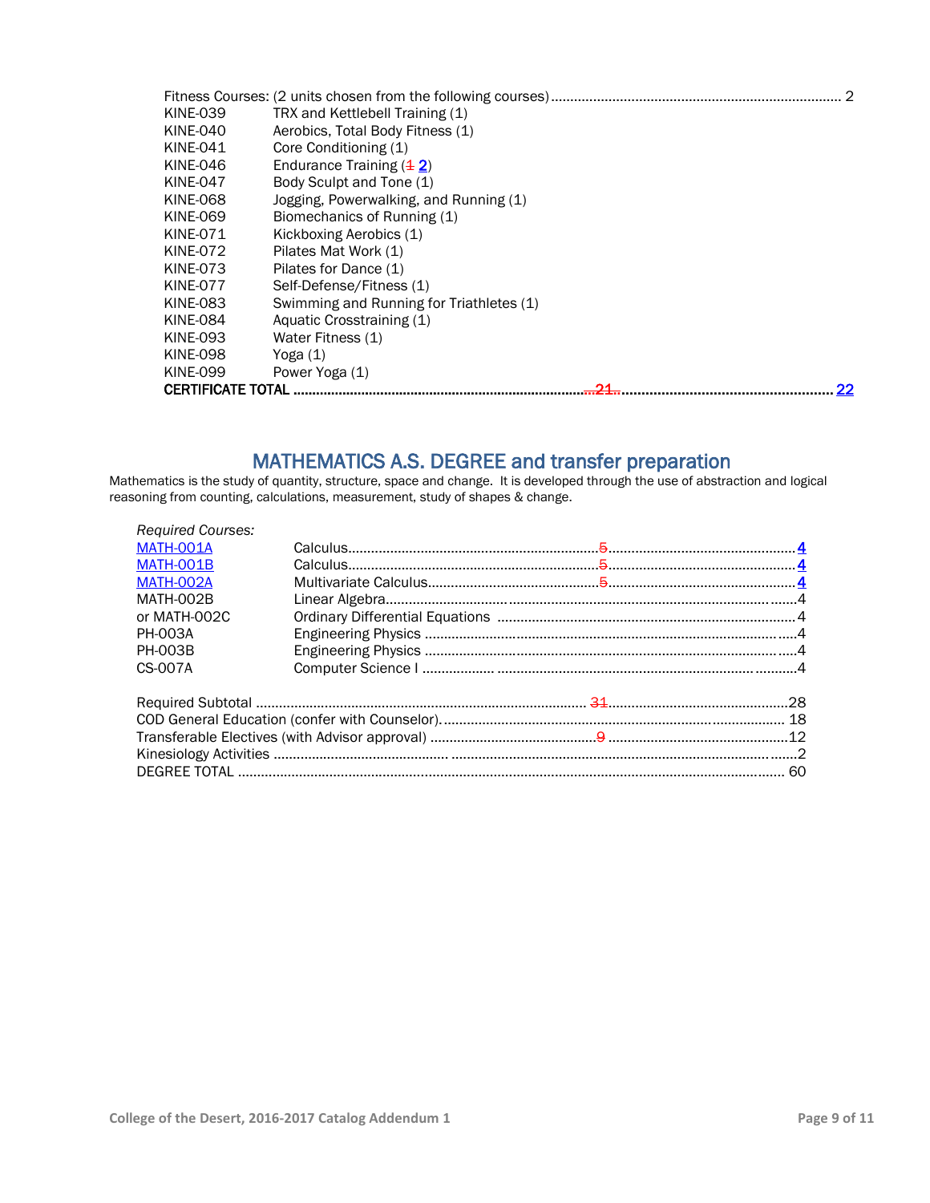| Fitness Courses: (2 units chosen from the following courses) | | 2 |
|---|---|---|
| KINE-039 | TRX and Kettlebell Training (1) | |
| KINE-040 | Aerobics, Total Body Fitness (1) | |
| KINE-041 | Core Conditioning (1) | |
| KINE-046 | Endurance Training (~~1~~ 2) | |
| KINE-047 | Body Sculpt and Tone (1) | |
| KINE-068 | Jogging, Powerwalking, and Running (1) | |
| KINE-069 | Biomechanics of Running (1) | |
| KINE-071 | Kickboxing Aerobics (1) | |
| KINE-072 | Pilates Mat Work (1) | |
| KINE-073 | Pilates for Dance (1) | |
| KINE-077 | Self-Defense/Fitness (1) | |
| KINE-083 | Swimming and Running for Triathletes (1) | |
| KINE-084 | Aquatic Crosstraining (1) | |
| KINE-093 | Water Fitness (1) | |
| KINE-098 | Yoga (1) | |
| KINE-099 | Power Yoga (1) | |
| **CERTIFICATE TOTAL** | ~~21~~ | 22 |

## MATHEMATICS A.S. DEGREE and transfer preparation

Mathematics is the study of quantity, structure, space and change. It is developed through the use of abstraction and logical reasoning from counting, calculations, measurement, study of shapes & change.

*Required Courses:*

| Course | Title | Units |
|---|---|---|
| MATH-001A | Calculus | ~~5~~ 4 |
| MATH-001B | Calculus | ~~5~~ 4 |
| MATH-002A | Multivariate Calculus | ~~5~~ 4 |
| MATH-002B | Linear Algebra | 4 |
| or MATH-002C | Ordinary Differential Equations | 4 |
| PH-003A | Engineering Physics | 4 |
| PH-003B | Engineering Physics | 4 |
| CS-007A | Computer Science I | 4 |

| | |
|---|---|
| Required Subtotal | ~~31~~ 28 |
| COD General Education (confer with Counselor) | 18 |
| Transferable Electives (with Advisor approval) | ~~9~~ 12 |
| Kinesiology Activities | 2 |
| DEGREE TOTAL | 60 |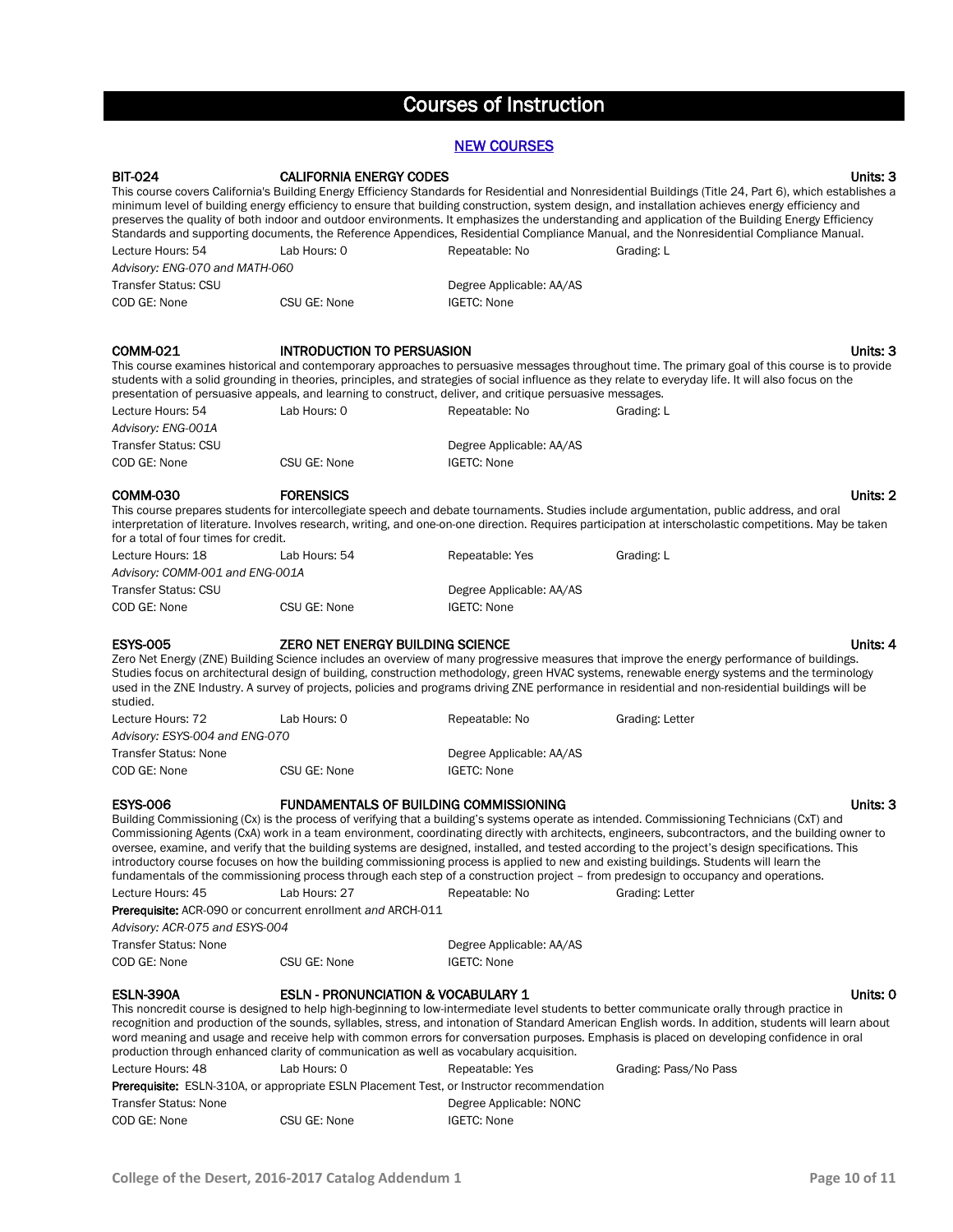# Courses of Instruction

## NEW COURSES

**BIT-024 CALIFORNIA ENERGY CODES** **Units: 3**

This course covers California's Building Energy Efficiency Standards for Residential and Nonresidential Buildings (Title 24, Part 6), which establishes a minimum level of building energy efficiency to ensure that building construction, system design, and installation achieves energy efficiency and preserves the quality of both indoor and outdoor environments. It emphasizes the understanding and application of the Building Energy Efficiency Standards and supporting documents, the Reference Appendices, Residential Compliance Manual, and the Nonresidential Compliance Manual.

Lecture Hours: 54 | Lab Hours: 0 | Repeatable: No | Grading: L

*Advisory: ENG-070 and MATH-060*

Transfer Status: CSU | Degree Applicable: AA/AS

COD GE: None | CSU GE: None | IGETC: None

**COMM-021 INTRODUCTION TO PERSUASION** **Units: 3**

This course examines historical and contemporary approaches to persuasive messages throughout time. The primary goal of this course is to provide students with a solid grounding in theories, principles, and strategies of social influence as they relate to everyday life. It will also focus on the presentation of persuasive appeals, and learning to construct, deliver, and critique persuasive messages.

Lecture Hours: 54 | Lab Hours: 0 | Repeatable: No | Grading: L

*Advisory: ENG-001A*

Transfer Status: CSU | Degree Applicable: AA/AS

COD GE: None | CSU GE: None | IGETC: None

**COMM-030 FORENSICS** **Units: 2**

This course prepares students for intercollegiate speech and debate tournaments. Studies include argumentation, public address, and oral interpretation of literature. Involves research, writing, and one-on-one direction. Requires participation at interscholastic competitions. May be taken for a total of four times for credit.

Lecture Hours: 18 | Lab Hours: 54 | Repeatable: Yes | Grading: L

*Advisory: COMM-001 and ENG-001A*

Transfer Status: CSU | Degree Applicable: AA/AS

COD GE: None | CSU GE: None | IGETC: None

**ESYS-005 ZERO NET ENERGY BUILDING SCIENCE** **Units: 4**

Zero Net Energy (ZNE) Building Science includes an overview of many progressive measures that improve the energy performance of buildings. Studies focus on architectural design of building, construction methodology, green HVAC systems, renewable energy systems and the terminology used in the ZNE Industry. A survey of projects, policies and programs driving ZNE performance in residential and non-residential buildings will be studied.

Lecture Hours: 72 | Lab Hours: 0 | Repeatable: No | Grading: Letter

*Advisory: ESYS-004 and ENG-070*

Transfer Status: None | Degree Applicable: AA/AS

COD GE: None | CSU GE: None | IGETC: None

**ESYS-006 FUNDAMENTALS OF BUILDING COMMISSIONING** **Units: 3**

Building Commissioning (Cx) is the process of verifying that a building's systems operate as intended. Commissioning Technicians (CxT) and Commissioning Agents (CxA) work in a team environment, coordinating directly with architects, engineers, subcontractors, and the building owner to oversee, examine, and verify that the building systems are designed, installed, and tested according to the project's design specifications. This introductory course focuses on how the building commissioning process is applied to new and existing buildings. Students will learn the fundamentals of the commissioning process through each step of a construction project – from predesign to occupancy and operations.

Lecture Hours: 45 | Lab Hours: 27 | Repeatable: No | Grading: Letter

**Prerequisite:** ACR-090 or concurrent enrollment *and* ARCH-011

*Advisory: ACR-075 and ESYS-004*

Transfer Status: None | Degree Applicable: AA/AS

COD GE: None | CSU GE: None | IGETC: None

**ESLN-390A ESLN - PRONUNCIATION & VOCABULARY 1** **Units: 0**

This noncredit course is designed to help high-beginning to low-intermediate level students to better communicate orally through practice in recognition and production of the sounds, syllables, stress, and intonation of Standard American English words. In addition, students will learn about word meaning and usage and receive help with common errors for conversation purposes. Emphasis is placed on developing confidence in oral production through enhanced clarity of communication as well as vocabulary acquisition.

Lecture Hours: 48 | Lab Hours: 0 | Repeatable: Yes | Grading: Pass/No Pass

**Prerequisite:** ESLN-310A, or appropriate ESLN Placement Test, or Instructor recommendation

Transfer Status: None | Degree Applicable: NONC

COD GE: None | CSU GE: None | IGETC: None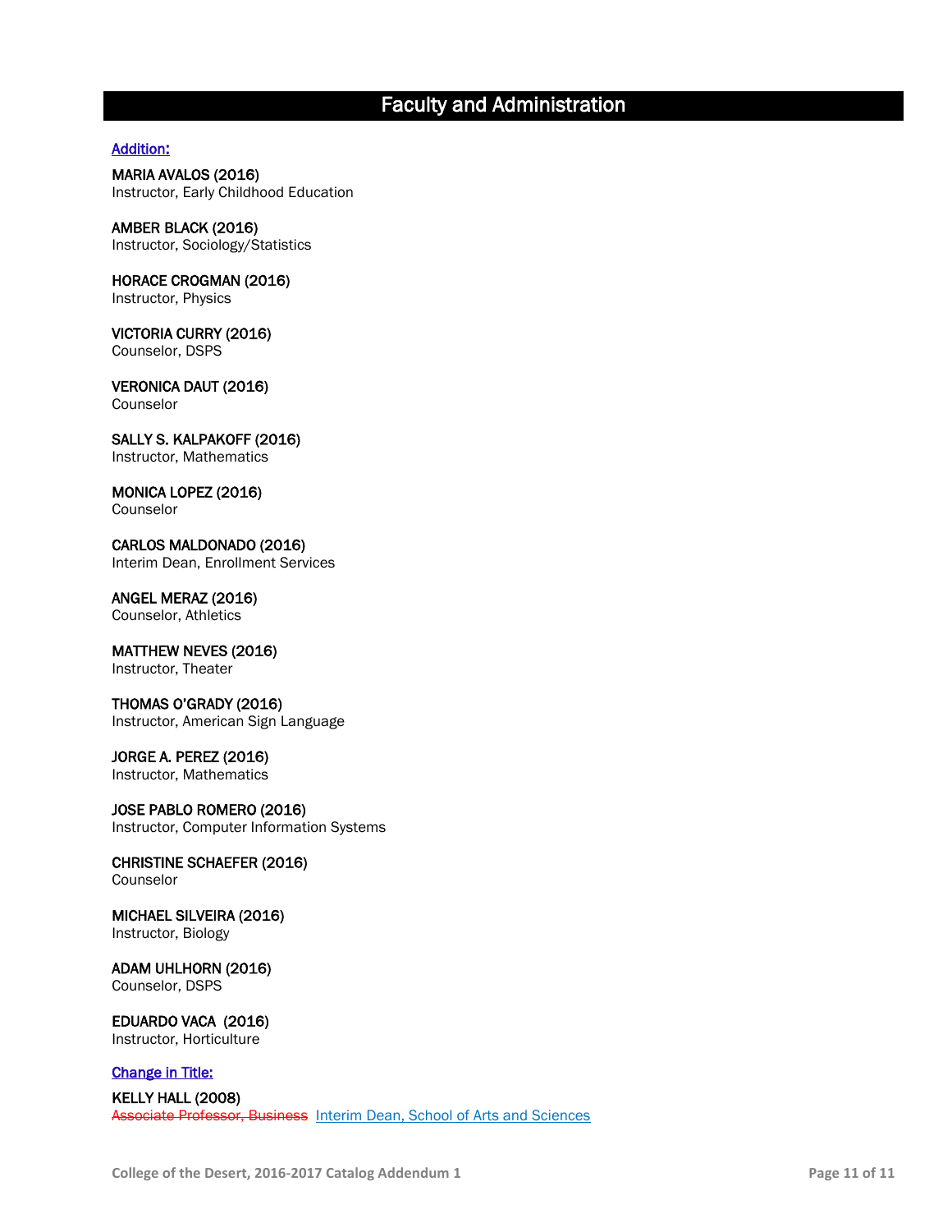# Faculty and Administration

**Addition:**

**MARIA AVALOS (2016)**
Instructor, Early Childhood Education

**AMBER BLACK (2016)**
Instructor, Sociology/Statistics

**HORACE CROGMAN (2016)**
Instructor, Physics

**VICTORIA CURRY (2016)**
Counselor, DSPS

**VERONICA DAUT (2016)**
Counselor

**SALLY S. KALPAKOFF (2016)**
Instructor, Mathematics

**MONICA LOPEZ (2016)**
Counselor

**CARLOS MALDONADO (2016)**
Interim Dean, Enrollment Services

**ANGEL MERAZ (2016)**
Counselor, Athletics

**MATTHEW NEVES (2016)**
Instructor, Theater

**THOMAS O'GRADY (2016)**
Instructor, American Sign Language

**JORGE A. PEREZ (2016)**
Instructor, Mathematics

**JOSE PABLO ROMERO (2016)**
Instructor, Computer Information Systems

**CHRISTINE SCHAEFER (2016)**
Counselor

**MICHAEL SILVEIRA (2016)**
Instructor, Biology

**ADAM UHLHORN (2016)**
Counselor, DSPS

**EDUARDO VACA (2016)**
Instructor, Horticulture

**Change in Title:**

**KELLY HALL (2008)**
~~Associate Professor, Business~~ Interim Dean, School of Arts and Sciences